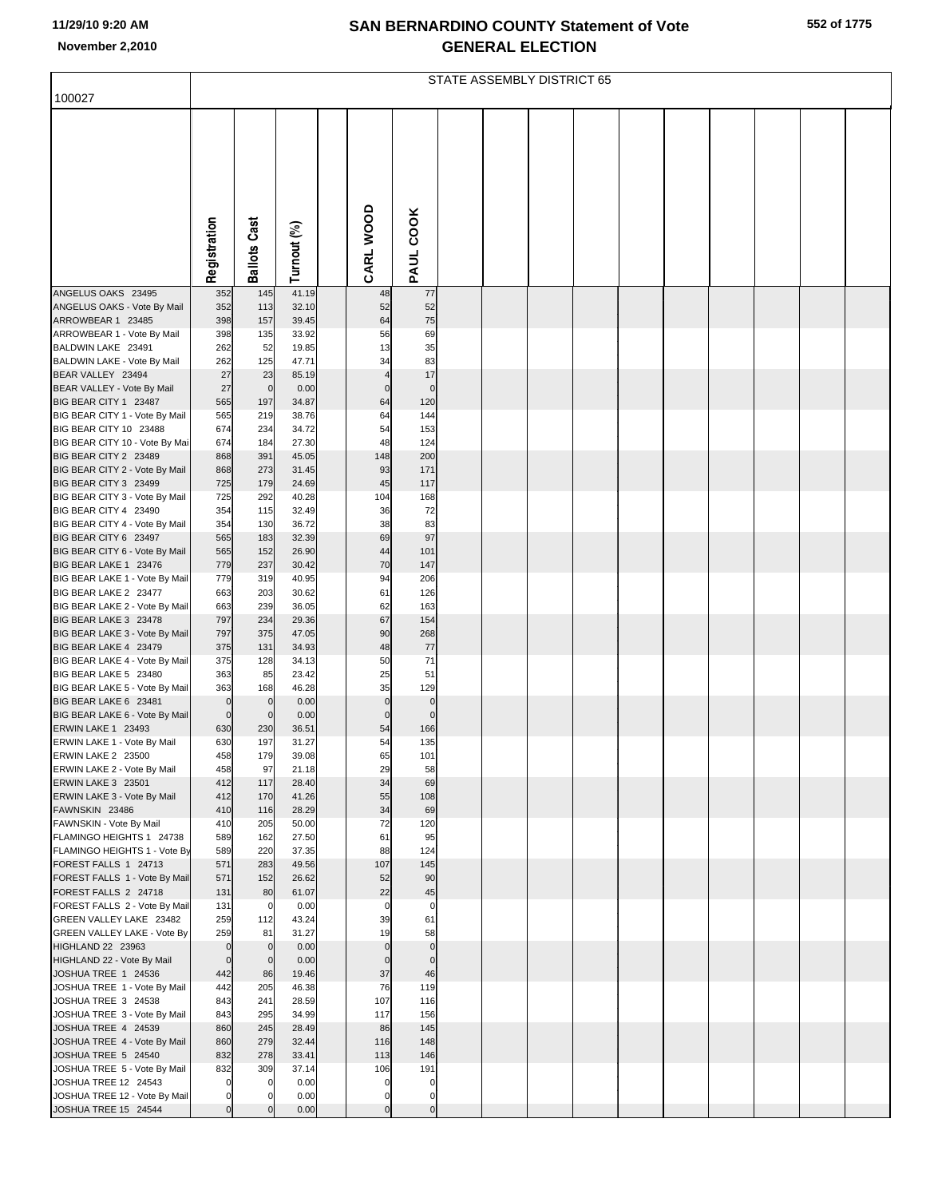# SAN BERNARDINO COUNTY Statement of Vote
## GENERAL ELECTION

11/29/10 9:20 AM
November 2,2010

STATE ASSEMBLY DISTRICT 65

| 100027 | Registration | Ballots Cast | Turnout (%) | CARL WOOD | PAUL COOK |
|---|---|---|---|---|---|
| ANGELUS OAKS 23495 | 352 | 145 | 41.19 | 48 | 77 |
| ANGELUS OAKS - Vote By Mail | 352 | 113 | 32.10 | 52 | 52 |
| ARROWBEAR 1 23485 | 398 | 157 | 39.45 | 64 | 75 |
| ARROWBEAR 1 - Vote By Mail | 398 | 135 | 33.92 | 56 | 69 |
| BALDWIN LAKE 23491 | 262 | 52 | 19.85 | 13 | 35 |
| BALDWIN LAKE - Vote By Mail | 262 | 125 | 47.71 | 34 | 83 |
| BEAR VALLEY 23494 | 27 | 23 | 85.19 | 4 | 17 |
| BEAR VALLEY - Vote By Mail | 27 | 0 | 0.00 | 0 | 0 |
| BIG BEAR CITY 1 23487 | 565 | 197 | 34.87 | 64 | 120 |
| BIG BEAR CITY 1 - Vote By Mail | 565 | 219 | 38.76 | 64 | 144 |
| BIG BEAR CITY 10 23488 | 674 | 234 | 34.72 | 54 | 153 |
| BIG BEAR CITY 10 - Vote By Mail | 674 | 184 | 27.30 | 48 | 124 |
| BIG BEAR CITY 2 23489 | 868 | 391 | 45.05 | 148 | 200 |
| BIG BEAR CITY 2 - Vote By Mail | 868 | 273 | 31.45 | 93 | 171 |
| BIG BEAR CITY 3 23499 | 725 | 179 | 24.69 | 45 | 117 |
| BIG BEAR CITY 3 - Vote By Mail | 725 | 292 | 40.28 | 104 | 168 |
| BIG BEAR CITY 4 23490 | 354 | 115 | 32.49 | 36 | 72 |
| BIG BEAR CITY 4 - Vote By Mail | 354 | 130 | 36.72 | 38 | 83 |
| BIG BEAR CITY 6 23497 | 565 | 183 | 32.39 | 69 | 97 |
| BIG BEAR CITY 6 - Vote By Mail | 565 | 152 | 26.90 | 44 | 101 |
| BIG BEAR LAKE 1 23476 | 779 | 237 | 30.42 | 70 | 147 |
| BIG BEAR LAKE 1 - Vote By Mail | 779 | 319 | 40.95 | 94 | 206 |
| BIG BEAR LAKE 2 23477 | 663 | 203 | 30.62 | 61 | 126 |
| BIG BEAR LAKE 2 - Vote By Mail | 663 | 239 | 36.05 | 62 | 163 |
| BIG BEAR LAKE 3 23478 | 797 | 234 | 29.36 | 67 | 154 |
| BIG BEAR LAKE 3 - Vote By Mail | 797 | 375 | 47.05 | 90 | 268 |
| BIG BEAR LAKE 4 23479 | 375 | 131 | 34.93 | 48 | 77 |
| BIG BEAR LAKE 4 - Vote By Mail | 375 | 128 | 34.13 | 50 | 71 |
| BIG BEAR LAKE 5 23480 | 363 | 85 | 23.42 | 25 | 51 |
| BIG BEAR LAKE 5 - Vote By Mail | 363 | 168 | 46.28 | 35 | 129 |
| BIG BEAR LAKE 6 23481 | 0 | 0 | 0.00 | 0 | 0 |
| BIG BEAR LAKE 6 - Vote By Mail | 0 | 0 | 0.00 | 0 | 0 |
| ERWIN LAKE 1 23493 | 630 | 230 | 36.51 | 54 | 166 |
| ERWIN LAKE 1 - Vote By Mail | 630 | 197 | 31.27 | 54 | 135 |
| ERWIN LAKE 2 23500 | 458 | 179 | 39.08 | 65 | 101 |
| ERWIN LAKE 2 - Vote By Mail | 458 | 97 | 21.18 | 29 | 58 |
| ERWIN LAKE 3 23501 | 412 | 117 | 28.40 | 34 | 69 |
| ERWIN LAKE 3 - Vote By Mail | 412 | 170 | 41.26 | 55 | 108 |
| FAWNSKIN 23486 | 410 | 116 | 28.29 | 34 | 69 |
| FAWNSKIN - Vote By Mail | 410 | 205 | 50.00 | 72 | 120 |
| FLAMINGO HEIGHTS 1 24738 | 589 | 162 | 27.50 | 61 | 95 |
| FLAMINGO HEIGHTS 1 - Vote By | 589 | 220 | 37.35 | 88 | 124 |
| FOREST FALLS 1 24713 | 571 | 283 | 49.56 | 107 | 145 |
| FOREST FALLS 1 - Vote By Mail | 571 | 152 | 26.62 | 52 | 90 |
| FOREST FALLS 2 24718 | 131 | 80 | 61.07 | 22 | 45 |
| FOREST FALLS 2 - Vote By Mail | 131 | 0 | 0.00 | 0 | 0 |
| GREEN VALLEY LAKE 23482 | 259 | 112 | 43.24 | 39 | 61 |
| GREEN VALLEY LAKE - Vote By | 259 | 81 | 31.27 | 19 | 58 |
| HIGHLAND 22 23963 | 0 | 0 | 0.00 | 0 | 0 |
| HIGHLAND 22 - Vote By Mail | 0 | 0 | 0.00 | 0 | 0 |
| JOSHUA TREE 1 24536 | 442 | 86 | 19.46 | 37 | 46 |
| JOSHUA TREE 1 - Vote By Mail | 442 | 205 | 46.38 | 76 | 119 |
| JOSHUA TREE 3 24538 | 843 | 241 | 28.59 | 107 | 116 |
| JOSHUA TREE 3 - Vote By Mail | 843 | 295 | 34.99 | 117 | 156 |
| JOSHUA TREE 4 24539 | 860 | 245 | 28.49 | 86 | 145 |
| JOSHUA TREE 4 - Vote By Mail | 860 | 279 | 32.44 | 116 | 148 |
| JOSHUA TREE 5 24540 | 832 | 278 | 33.41 | 113 | 146 |
| JOSHUA TREE 5 - Vote By Mail | 832 | 309 | 37.14 | 106 | 191 |
| JOSHUA TREE 12 24543 | 0 | 0 | 0.00 | 0 | 0 |
| JOSHUA TREE 12 - Vote By Mail | 0 | 0 | 0.00 | 0 | 0 |
| JOSHUA TREE 15 24544 | 0 | 0 | 0.00 | 0 | 0 |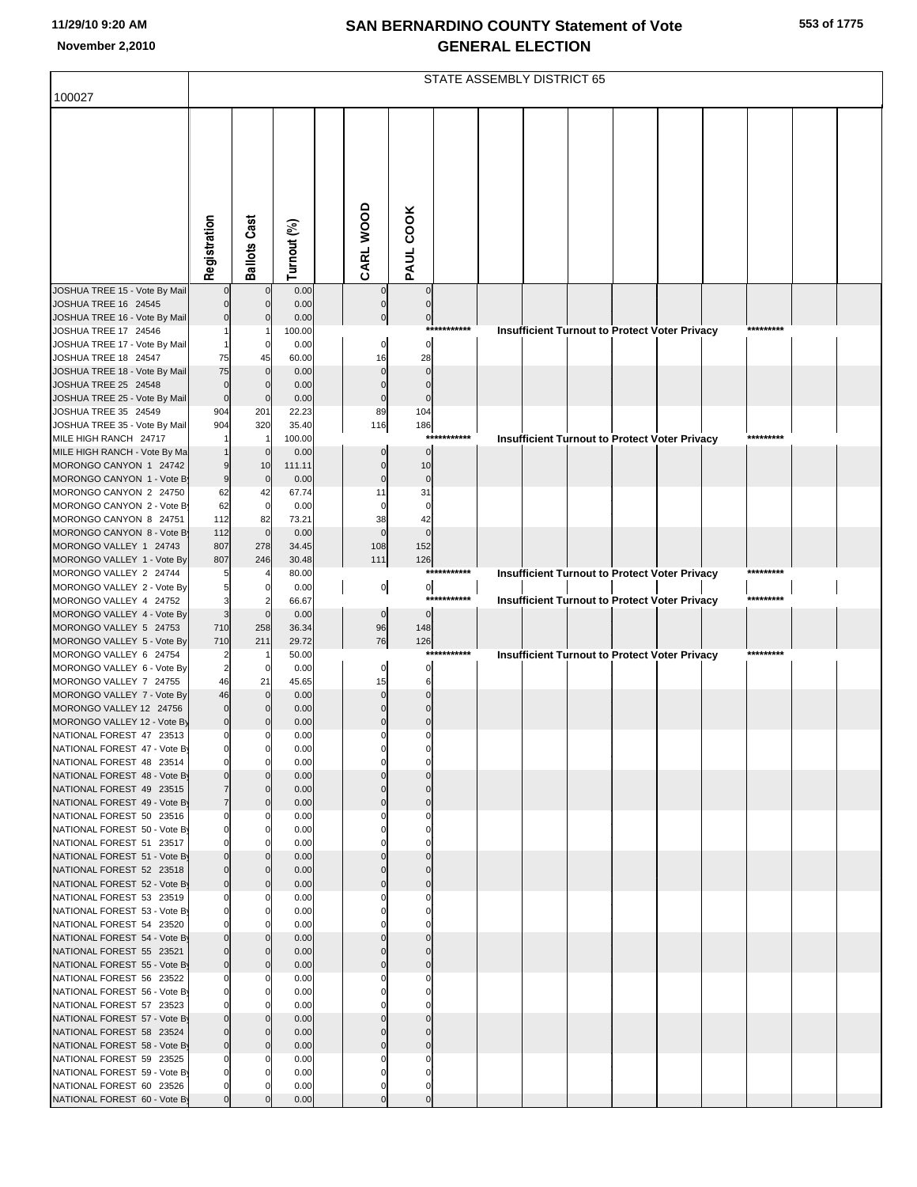# SAN BERNARDINO COUNTY Statement of Vote
# GENERAL ELECTION

11/29/10 9:20 AM
November 2,2010

100027

STATE ASSEMBLY DISTRICT 65

| | Registration | Ballots Cast | Turnout (%) | CARL WOOD | PAUL COOK |
|---|---|---|---|---|---|
| JOSHUA TREE 15 - Vote By Mail | 0 | 0 | 0.00 | 0 | 0 |
| JOSHUA TREE 16 24545 | 0 | 0 | 0.00 | 0 | 0 |
| JOSHUA TREE 16 - Vote By Mail | 0 | 0 | 0.00 | 0 | 0 |
| JOSHUA TREE 17 24546 | 1 | 1 | 100.00 | *********** Insufficient Turnout to Protect Voter Privacy ********* | |
| JOSHUA TREE 17 - Vote By Mail | 1 | 0 | 0.00 | 0 | 0 |
| JOSHUA TREE 18 24547 | 75 | 45 | 60.00 | 16 | 28 |
| JOSHUA TREE 18 - Vote By Mail | 75 | 0 | 0.00 | 0 | 0 |
| JOSHUA TREE 25 24548 | 0 | 0 | 0.00 | 0 | 0 |
| JOSHUA TREE 25 - Vote By Mail | 0 | 0 | 0.00 | 0 | 0 |
| JOSHUA TREE 35 24549 | 904 | 201 | 22.23 | 89 | 104 |
| JOSHUA TREE 35 - Vote By Mail | 904 | 320 | 35.40 | 116 | 186 |
| MILE HIGH RANCH 24717 | 1 | 1 | 100.00 | *********** Insufficient Turnout to Protect Voter Privacy ********* | |
| MILE HIGH RANCH - Vote By Ma | 1 | 0 | 0.00 | 0 | 0 |
| MORONGO CANYON 1 24742 | 9 | 10 | 111.11 | 0 | 10 |
| MORONGO CANYON 1 - Vote By | 9 | 0 | 0.00 | 0 | 0 |
| MORONGO CANYON 2 24750 | 62 | 42 | 67.74 | 11 | 31 |
| MORONGO CANYON 2 - Vote By | 62 | 0 | 0.00 | 0 | 0 |
| MORONGO CANYON 8 24751 | 112 | 82 | 73.21 | 38 | 42 |
| MORONGO CANYON 8 - Vote By | 112 | 0 | 0.00 | 0 | 0 |
| MORONGO VALLEY 1 24743 | 807 | 278 | 34.45 | 108 | 152 |
| MORONGO VALLEY 1 - Vote By | 807 | 246 | 30.48 | 111 | 126 |
| MORONGO VALLEY 2 24744 | 5 | 4 | 80.00 | *********** Insufficient Turnout to Protect Voter Privacy ********* | |
| MORONGO VALLEY 2 - Vote By | 5 | 0 | 0.00 | 0 | 0 |
| MORONGO VALLEY 4 24752 | 3 | 2 | 66.67 | *********** Insufficient Turnout to Protect Voter Privacy ********* | |
| MORONGO VALLEY 4 - Vote By | 3 | 0 | 0.00 | 0 | 0 |
| MORONGO VALLEY 5 24753 | 710 | 258 | 36.34 | 96 | 148 |
| MORONGO VALLEY 5 - Vote By | 710 | 211 | 29.72 | 76 | 126 |
| MORONGO VALLEY 6 24754 | 2 | 1 | 50.00 | *********** Insufficient Turnout to Protect Voter Privacy ********* | |
| MORONGO VALLEY 6 - Vote By | 2 | 0 | 0.00 | 0 | 0 |
| MORONGO VALLEY 7 24755 | 46 | 21 | 45.65 | 15 | 6 |
| MORONGO VALLEY 7 - Vote By | 46 | 0 | 0.00 | 0 | 0 |
| MORONGO VALLEY 12 24756 | 0 | 0 | 0.00 | 0 | 0 |
| MORONGO VALLEY 12 - Vote By | 0 | 0 | 0.00 | 0 | 0 |
| NATIONAL FOREST 47 23513 | 0 | 0 | 0.00 | 0 | 0 |
| NATIONAL FOREST 47 - Vote By | 0 | 0 | 0.00 | 0 | 0 |
| NATIONAL FOREST 48 23514 | 0 | 0 | 0.00 | 0 | 0 |
| NATIONAL FOREST 48 - Vote By | 0 | 0 | 0.00 | 0 | 0 |
| NATIONAL FOREST 49 23515 | 7 | 0 | 0.00 | 0 | 0 |
| NATIONAL FOREST 49 - Vote By | 7 | 0 | 0.00 | 0 | 0 |
| NATIONAL FOREST 50 23516 | 0 | 0 | 0.00 | 0 | 0 |
| NATIONAL FOREST 50 - Vote By | 0 | 0 | 0.00 | 0 | 0 |
| NATIONAL FOREST 51 23517 | 0 | 0 | 0.00 | 0 | 0 |
| NATIONAL FOREST 51 - Vote By | 0 | 0 | 0.00 | 0 | 0 |
| NATIONAL FOREST 52 23518 | 0 | 0 | 0.00 | 0 | 0 |
| NATIONAL FOREST 52 - Vote By | 0 | 0 | 0.00 | 0 | 0 |
| NATIONAL FOREST 53 23519 | 0 | 0 | 0.00 | 0 | 0 |
| NATIONAL FOREST 53 - Vote By | 0 | 0 | 0.00 | 0 | 0 |
| NATIONAL FOREST 54 23520 | 0 | 0 | 0.00 | 0 | 0 |
| NATIONAL FOREST 54 - Vote By | 0 | 0 | 0.00 | 0 | 0 |
| NATIONAL FOREST 55 23521 | 0 | 0 | 0.00 | 0 | 0 |
| NATIONAL FOREST 55 - Vote By | 0 | 0 | 0.00 | 0 | 0 |
| NATIONAL FOREST 56 23522 | 0 | 0 | 0.00 | 0 | 0 |
| NATIONAL FOREST 56 - Vote By | 0 | 0 | 0.00 | 0 | 0 |
| NATIONAL FOREST 57 23523 | 0 | 0 | 0.00 | 0 | 0 |
| NATIONAL FOREST 57 - Vote By | 0 | 0 | 0.00 | 0 | 0 |
| NATIONAL FOREST 58 23524 | 0 | 0 | 0.00 | 0 | 0 |
| NATIONAL FOREST 58 - Vote By | 0 | 0 | 0.00 | 0 | 0 |
| NATIONAL FOREST 59 23525 | 0 | 0 | 0.00 | 0 | 0 |
| NATIONAL FOREST 59 - Vote By | 0 | 0 | 0.00 | 0 | 0 |
| NATIONAL FOREST 60 23526 | 0 | 0 | 0.00 | 0 | 0 |
| NATIONAL FOREST 60 - Vote By | 0 | 0 | 0.00 | 0 | 0 |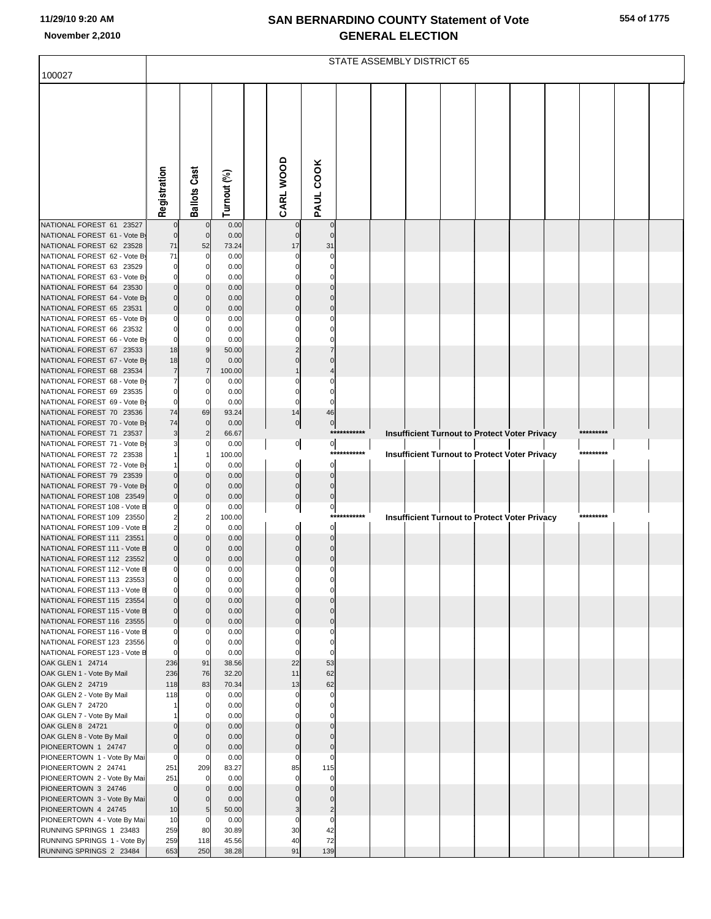# SAN BERNARDINO COUNTY Statement of Vote
## GENERAL ELECTION

November 2,2010

100027

| STATE ASSEMBLY DISTRICT 65 | Registration | Ballots Cast | Turnout (%) | | CARL WOOD | PAUL COOK | | |
|---|---|---|---|---|---|---|---|---|
| NATIONAL FOREST 61 23527 | 0 | 0 | 0.00 | | 0 | 0 | | |
| NATIONAL FOREST 61 - Vote By | 0 | 0 | 0.00 | | 0 | 0 | | |
| NATIONAL FOREST 62 23528 | 71 | 52 | 73.24 | | 17 | 31 | | |
| NATIONAL FOREST 62 - Vote By | 71 | 0 | 0.00 | | 0 | 0 | | |
| NATIONAL FOREST 63 23529 | 0 | 0 | 0.00 | | 0 | 0 | | |
| NATIONAL FOREST 63 - Vote By | 0 | 0 | 0.00 | | 0 | 0 | | |
| NATIONAL FOREST 64 23530 | 0 | 0 | 0.00 | | 0 | 0 | | |
| NATIONAL FOREST 64 - Vote By | 0 | 0 | 0.00 | | 0 | 0 | | |
| NATIONAL FOREST 65 23531 | 0 | 0 | 0.00 | | 0 | 0 | | |
| NATIONAL FOREST 65 - Vote By | 0 | 0 | 0.00 | | 0 | 0 | | |
| NATIONAL FOREST 66 23532 | 0 | 0 | 0.00 | | 0 | 0 | | |
| NATIONAL FOREST 66 - Vote By | 0 | 0 | 0.00 | | 0 | 0 | | |
| NATIONAL FOREST 67 23533 | 18 | 9 | 50.00 | | 2 | 7 | | |
| NATIONAL FOREST 67 - Vote By | 18 | 0 | 0.00 | | 0 | 0 | | |
| NATIONAL FOREST 68 23534 | 7 | 7 | 100.00 | | 1 | 4 | | |
| NATIONAL FOREST 68 - Vote By | 7 | 0 | 0.00 | | 0 | 0 | | |
| NATIONAL FOREST 69 23535 | 0 | 0 | 0.00 | | 0 | 0 | | |
| NATIONAL FOREST 69 - Vote By | 0 | 0 | 0.00 | | 0 | 0 | | |
| NATIONAL FOREST 70 23536 | 74 | 69 | 93.24 | | 14 | 46 | | |
| NATIONAL FOREST 70 - Vote By | 74 | 0 | 0.00 | | 0 | 0 | | |
| NATIONAL FOREST 71 23537 | 3 | 2 | 66.67 | | | *********** | Insufficient Turnout to Protect Voter Privacy | ********* |
| NATIONAL FOREST 71 - Vote By | 3 | 0 | 0.00 | | 0 | 0 | | |
| NATIONAL FOREST 72 23538 | 1 | 1 | 100.00 | | | *********** | Insufficient Turnout to Protect Voter Privacy | ********* |
| NATIONAL FOREST 72 - Vote By | 1 | 0 | 0.00 | | 0 | 0 | | |
| NATIONAL FOREST 79 23539 | 0 | 0 | 0.00 | | 0 | 0 | | |
| NATIONAL FOREST 79 - Vote By | 0 | 0 | 0.00 | | 0 | 0 | | |
| NATIONAL FOREST 108 23549 | 0 | 0 | 0.00 | | 0 | 0 | | |
| NATIONAL FOREST 108 - Vote B | 0 | 0 | 0.00 | | 0 | 0 | | |
| NATIONAL FOREST 109 23550 | 2 | 2 | 100.00 | | | *********** | Insufficient Turnout to Protect Voter Privacy | ********* |
| NATIONAL FOREST 109 - Vote B | 2 | 0 | 0.00 | | 0 | 0 | | |
| NATIONAL FOREST 111 23551 | 0 | 0 | 0.00 | | 0 | 0 | | |
| NATIONAL FOREST 111 - Vote B | 0 | 0 | 0.00 | | 0 | 0 | | |
| NATIONAL FOREST 112 23552 | 0 | 0 | 0.00 | | 0 | 0 | | |
| NATIONAL FOREST 112 - Vote B | 0 | 0 | 0.00 | | 0 | 0 | | |
| NATIONAL FOREST 113 23553 | 0 | 0 | 0.00 | | 0 | 0 | | |
| NATIONAL FOREST 113 - Vote B | 0 | 0 | 0.00 | | 0 | 0 | | |
| NATIONAL FOREST 115 23554 | 0 | 0 | 0.00 | | 0 | 0 | | |
| NATIONAL FOREST 115 - Vote B | 0 | 0 | 0.00 | | 0 | 0 | | |
| NATIONAL FOREST 116 23555 | 0 | 0 | 0.00 | | 0 | 0 | | |
| NATIONAL FOREST 116 - Vote B | 0 | 0 | 0.00 | | 0 | 0 | | |
| NATIONAL FOREST 123 23556 | 0 | 0 | 0.00 | | 0 | 0 | | |
| NATIONAL FOREST 123 - Vote B | 0 | 0 | 0.00 | | 0 | 0 | | |
| OAK GLEN 1 24714 | 236 | 91 | 38.56 | | 22 | 53 | | |
| OAK GLEN 1 - Vote By Mail | 236 | 76 | 32.20 | | 11 | 62 | | |
| OAK GLEN 2 24719 | 118 | 83 | 70.34 | | 13 | 62 | | |
| OAK GLEN 2 - Vote By Mail | 118 | 0 | 0.00 | | 0 | 0 | | |
| OAK GLEN 7 24720 | 1 | 0 | 0.00 | | 0 | 0 | | |
| OAK GLEN 7 - Vote By Mail | 1 | 0 | 0.00 | | 0 | 0 | | |
| OAK GLEN 8 24721 | 0 | 0 | 0.00 | | 0 | 0 | | |
| OAK GLEN 8 - Vote By Mail | 0 | 0 | 0.00 | | 0 | 0 | | |
| PIONEERTOWN 1 24747 | 0 | 0 | 0.00 | | 0 | 0 | | |
| PIONEERTOWN 1 - Vote By Mai | 0 | 0 | 0.00 | | 0 | 0 | | |
| PIONEERTOWN 2 24741 | 251 | 209 | 83.27 | | 85 | 115 | | |
| PIONEERTOWN 2 - Vote By Mai | 251 | 0 | 0.00 | | 0 | 0 | | |
| PIONEERTOWN 3 24746 | 0 | 0 | 0.00 | | 0 | 0 | | |
| PIONEERTOWN 3 - Vote By Mai | 0 | 0 | 0.00 | | 0 | 0 | | |
| PIONEERTOWN 4 24745 | 10 | 5 | 50.00 | | 3 | 2 | | |
| PIONEERTOWN 4 - Vote By Mai | 10 | 0 | 0.00 | | 0 | 0 | | |
| RUNNING SPRINGS 1 23483 | 259 | 80 | 30.89 | | 30 | 42 | | |
| RUNNING SPRINGS 1 - Vote By | 259 | 118 | 45.56 | | 40 | 72 | | |
| RUNNING SPRINGS 2 23484 | 653 | 250 | 38.28 | | 91 | 139 | | |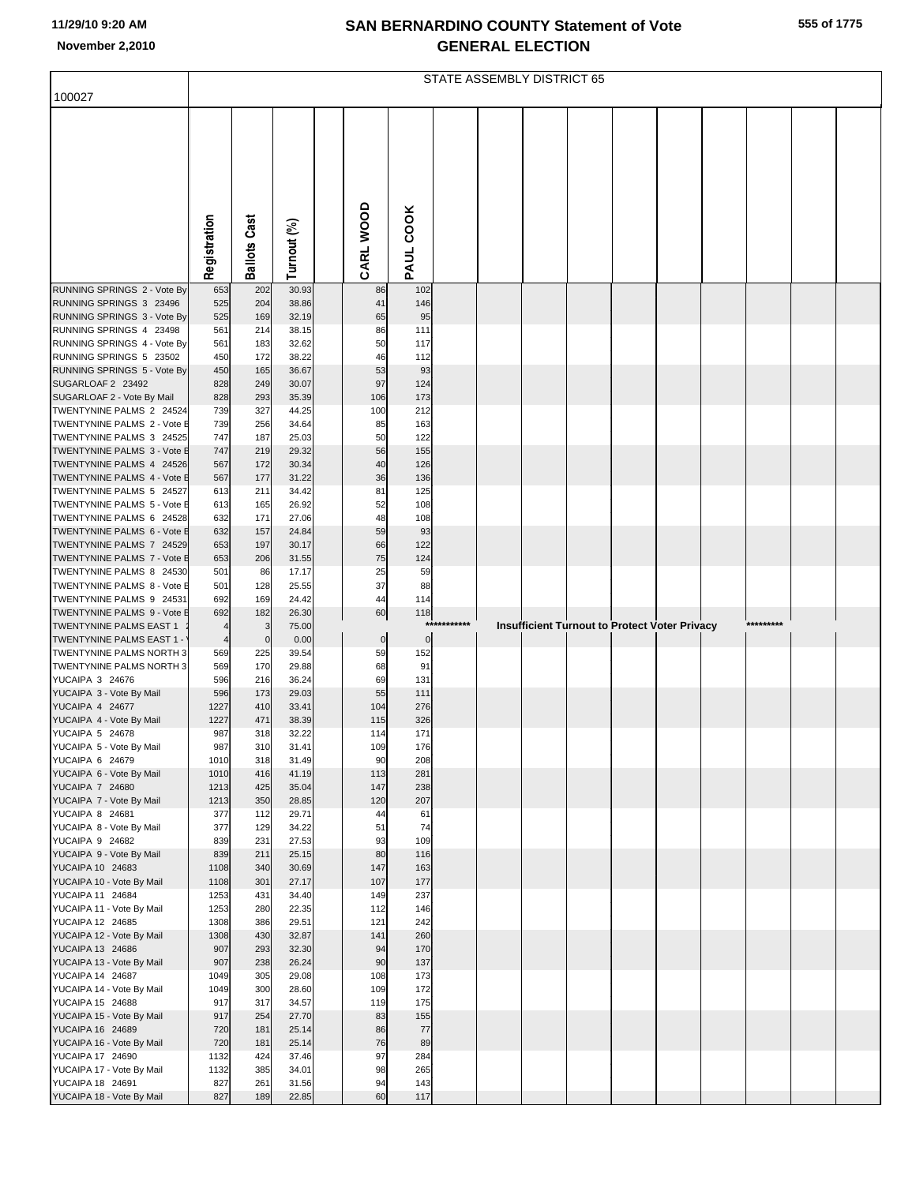# SAN BERNARDINO COUNTY Statement of Vote
# GENERAL ELECTION

11/29/10 9:20 AM
November 2,2010

## STATE ASSEMBLY DISTRICT 65

100027

| | Registration | Ballots Cast | Turnout (%) | CARL WOOD | PAUL COOK |
|---|---|---|---|---|---|
| RUNNING SPRINGS 2 - Vote By | 653 | 202 | 30.93 | 86 | 102 |
| RUNNING SPRINGS 3 23496 | 525 | 204 | 38.86 | 41 | 146 |
| RUNNING SPRINGS 3 - Vote By | 525 | 169 | 32.19 | 65 | 95 |
| RUNNING SPRINGS 4 23498 | 561 | 214 | 38.15 | 86 | 111 |
| RUNNING SPRINGS 4 - Vote By | 561 | 183 | 32.62 | 50 | 117 |
| RUNNING SPRINGS 5 23502 | 450 | 172 | 38.22 | 46 | 112 |
| RUNNING SPRINGS 5 - Vote By | 450 | 165 | 36.67 | 53 | 93 |
| SUGARLOAF 2 23492 | 828 | 249 | 30.07 | 97 | 124 |
| SUGARLOAF 2 - Vote By Mail | 828 | 293 | 35.39 | 106 | 173 |
| TWENTYNINE PALMS 2 24524 | 739 | 327 | 44.25 | 100 | 212 |
| TWENTYNINE PALMS 2 - Vote E | 739 | 256 | 34.64 | 85 | 163 |
| TWENTYNINE PALMS 3 24525 | 747 | 187 | 25.03 | 50 | 122 |
| TWENTYNINE PALMS 3 - Vote E | 747 | 219 | 29.32 | 56 | 155 |
| TWENTYNINE PALMS 4 24526 | 567 | 172 | 30.34 | 40 | 126 |
| TWENTYNINE PALMS 4 - Vote E | 567 | 177 | 31.22 | 36 | 136 |
| TWENTYNINE PALMS 5 24527 | 613 | 211 | 34.42 | 81 | 125 |
| TWENTYNINE PALMS 5 - Vote E | 613 | 165 | 26.92 | 52 | 108 |
| TWENTYNINE PALMS 6 24528 | 632 | 171 | 27.06 | 48 | 108 |
| TWENTYNINE PALMS 6 - Vote E | 632 | 157 | 24.84 | 59 | 93 |
| TWENTYNINE PALMS 7 24529 | 653 | 197 | 30.17 | 66 | 122 |
| TWENTYNINE PALMS 7 - Vote E | 653 | 206 | 31.55 | 75 | 124 |
| TWENTYNINE PALMS 8 24530 | 501 | 86 | 17.17 | 25 | 59 |
| TWENTYNINE PALMS 8 - Vote E | 501 | 128 | 25.55 | 37 | 88 |
| TWENTYNINE PALMS 9 24531 | 692 | 169 | 24.42 | 44 | 114 |
| TWENTYNINE PALMS 9 - Vote E | 692 | 182 | 26.30 | 60 | 118 |
| TWENTYNINE PALMS EAST 1 | 4 | 3 | 75.00 | *********** Insufficient Turnout to Protect Voter Privacy ********* | |
| TWENTYNINE PALMS EAST 1 - | 4 | 0 | 0.00 | 0 | 0 |
| TWENTYNINE PALMS NORTH 3 | 569 | 225 | 39.54 | 59 | 152 |
| TWENTYNINE PALMS NORTH 3 | 569 | 170 | 29.88 | 68 | 91 |
| YUCAIPA 3 24676 | 596 | 216 | 36.24 | 69 | 131 |
| YUCAIPA 3 - Vote By Mail | 596 | 173 | 29.03 | 55 | 111 |
| YUCAIPA 4 24677 | 1227 | 410 | 33.41 | 104 | 276 |
| YUCAIPA 4 - Vote By Mail | 1227 | 471 | 38.39 | 115 | 326 |
| YUCAIPA 5 24678 | 987 | 318 | 32.22 | 114 | 171 |
| YUCAIPA 5 - Vote By Mail | 987 | 310 | 31.41 | 109 | 176 |
| YUCAIPA 6 24679 | 1010 | 318 | 31.49 | 90 | 208 |
| YUCAIPA 6 - Vote By Mail | 1010 | 416 | 41.19 | 113 | 281 |
| YUCAIPA 7 24680 | 1213 | 425 | 35.04 | 147 | 238 |
| YUCAIPA 7 - Vote By Mail | 1213 | 350 | 28.85 | 120 | 207 |
| YUCAIPA 8 24681 | 377 | 112 | 29.71 | 44 | 61 |
| YUCAIPA 8 - Vote By Mail | 377 | 129 | 34.22 | 51 | 74 |
| YUCAIPA 9 24682 | 839 | 231 | 27.53 | 93 | 109 |
| YUCAIPA 9 - Vote By Mail | 839 | 211 | 25.15 | 80 | 116 |
| YUCAIPA 10 24683 | 1108 | 340 | 30.69 | 147 | 163 |
| YUCAIPA 10 - Vote By Mail | 1108 | 301 | 27.17 | 107 | 177 |
| YUCAIPA 11 24684 | 1253 | 431 | 34.40 | 149 | 237 |
| YUCAIPA 11 - Vote By Mail | 1253 | 280 | 22.35 | 112 | 146 |
| YUCAIPA 12 24685 | 1308 | 386 | 29.51 | 121 | 242 |
| YUCAIPA 12 - Vote By Mail | 1308 | 430 | 32.87 | 141 | 260 |
| YUCAIPA 13 24686 | 907 | 293 | 32.30 | 94 | 170 |
| YUCAIPA 13 - Vote By Mail | 907 | 238 | 26.24 | 90 | 137 |
| YUCAIPA 14 24687 | 1049 | 305 | 29.08 | 108 | 173 |
| YUCAIPA 14 - Vote By Mail | 1049 | 300 | 28.60 | 109 | 172 |
| YUCAIPA 15 24688 | 917 | 317 | 34.57 | 119 | 175 |
| YUCAIPA 15 - Vote By Mail | 917 | 254 | 27.70 | 83 | 155 |
| YUCAIPA 16 24689 | 720 | 181 | 25.14 | 86 | 77 |
| YUCAIPA 16 - Vote By Mail | 720 | 181 | 25.14 | 76 | 89 |
| YUCAIPA 17 24690 | 1132 | 424 | 37.46 | 97 | 284 |
| YUCAIPA 17 - Vote By Mail | 1132 | 385 | 34.01 | 98 | 265 |
| YUCAIPA 18 24691 | 827 | 261 | 31.56 | 94 | 143 |
| YUCAIPA 18 - Vote By Mail | 827 | 189 | 22.85 | 60 | 117 |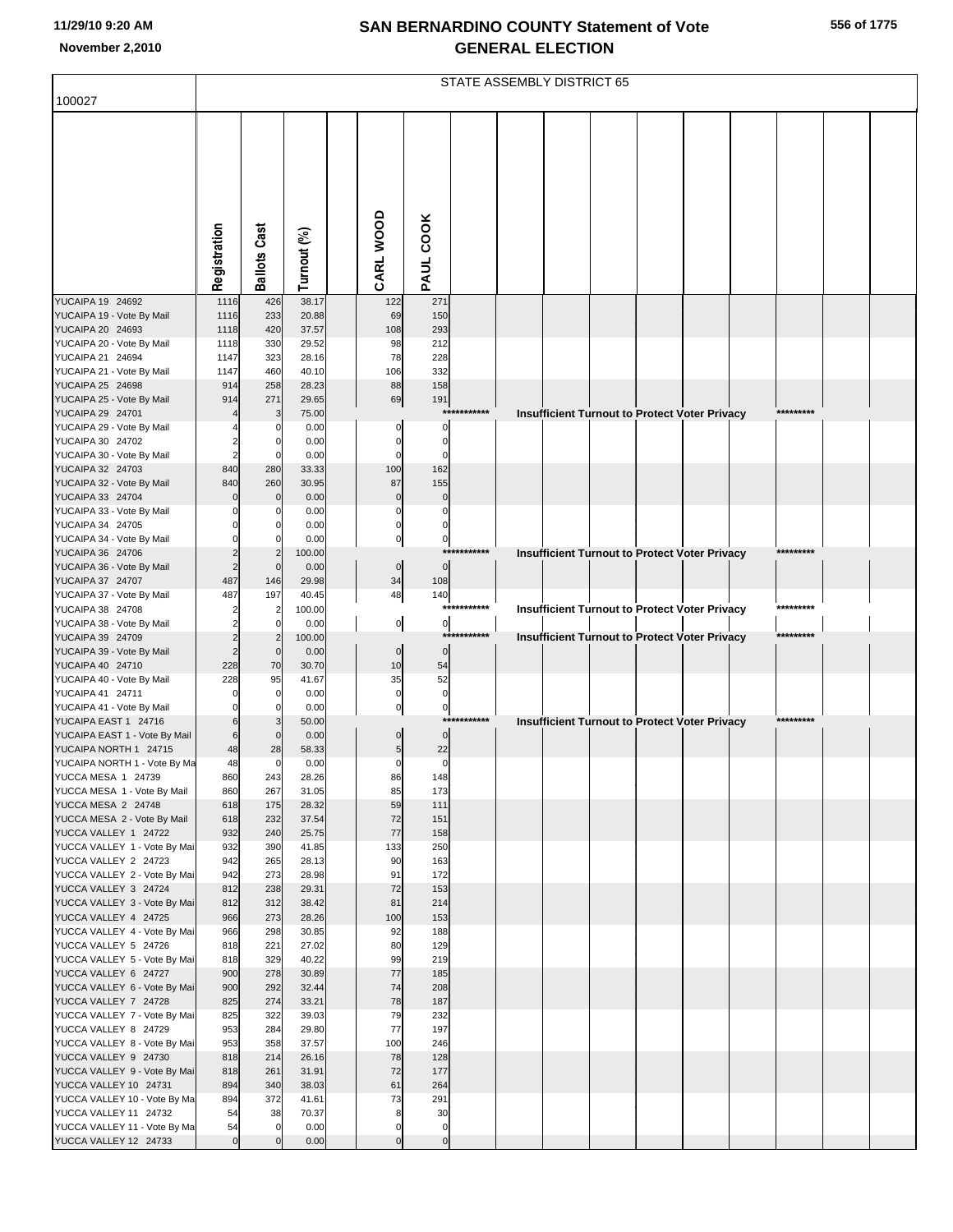# SAN BERNARDINO COUNTY Statement of Vote
# GENERAL ELECTION

November 2,2010

STATE ASSEMBLY DISTRICT 65

| 100027 | Registration | Ballots Cast | Turnout (%) | CARL WOOD | PAUL COOK |
|---|---|---|---|---|---|
| YUCAIPA 19 24692 | 1116 | 426 | 38.17 | 122 | 271 |
| YUCAIPA 19 - Vote By Mail | 1116 | 233 | 20.88 | 69 | 150 |
| YUCAIPA 20 24693 | 1118 | 420 | 37.57 | 108 | 293 |
| YUCAIPA 20 - Vote By Mail | 1118 | 330 | 29.52 | 98 | 212 |
| YUCAIPA 21 24694 | 1147 | 323 | 28.16 | 78 | 228 |
| YUCAIPA 21 - Vote By Mail | 1147 | 460 | 40.10 | 106 | 332 |
| YUCAIPA 25 24698 | 914 | 258 | 28.23 | 88 | 158 |
| YUCAIPA 25 - Vote By Mail | 914 | 271 | 29.65 | 69 | 191 |
| YUCAIPA 29 24701 | 4 | 3 | 75.00 | *********** Insufficient Turnout to Protect Voter Privacy ********* | |
| YUCAIPA 29 - Vote By Mail | 4 | 0 | 0.00 | 0 | 0 |
| YUCAIPA 30 24702 | 2 | 0 | 0.00 | 0 | 0 |
| YUCAIPA 30 - Vote By Mail | 2 | 0 | 0.00 | 0 | 0 |
| YUCAIPA 32 24703 | 840 | 280 | 33.33 | 100 | 162 |
| YUCAIPA 32 - Vote By Mail | 840 | 260 | 30.95 | 87 | 155 |
| YUCAIPA 33 24704 | 0 | 0 | 0.00 | 0 | 0 |
| YUCAIPA 33 - Vote By Mail | 0 | 0 | 0.00 | 0 | 0 |
| YUCAIPA 34 24705 | 0 | 0 | 0.00 | 0 | 0 |
| YUCAIPA 34 - Vote By Mail | 0 | 0 | 0.00 | 0 | 0 |
| YUCAIPA 36 24706 | 2 | 2 | 100.00 | *********** Insufficient Turnout to Protect Voter Privacy ********* | |
| YUCAIPA 36 - Vote By Mail | 2 | 0 | 0.00 | 0 | 0 |
| YUCAIPA 37 24707 | 487 | 146 | 29.98 | 34 | 108 |
| YUCAIPA 37 - Vote By Mail | 487 | 197 | 40.45 | 48 | 140 |
| YUCAIPA 38 24708 | 2 | 2 | 100.00 | *********** Insufficient Turnout to Protect Voter Privacy ********* | |
| YUCAIPA 38 - Vote By Mail | 2 | 0 | 0.00 | 0 | 0 |
| YUCAIPA 39 24709 | 2 | 2 | 100.00 | *********** Insufficient Turnout to Protect Voter Privacy ********* | |
| YUCAIPA 39 - Vote By Mail | 2 | 0 | 0.00 | 0 | 0 |
| YUCAIPA 40 24710 | 228 | 70 | 30.70 | 10 | 54 |
| YUCAIPA 40 - Vote By Mail | 228 | 95 | 41.67 | 35 | 52 |
| YUCAIPA 41 24711 | 0 | 0 | 0.00 | 0 | 0 |
| YUCAIPA 41 - Vote By Mail | 0 | 0 | 0.00 | 0 | 0 |
| YUCAIPA EAST 1 24716 | 6 | 3 | 50.00 | *********** Insufficient Turnout to Protect Voter Privacy ********* | |
| YUCAIPA EAST 1 - Vote By Mail | 6 | 0 | 0.00 | 0 | 0 |
| YUCAIPA NORTH 1 24715 | 48 | 28 | 58.33 | 5 | 22 |
| YUCAIPA NORTH 1 - Vote By Ma | 48 | 0 | 0.00 | 0 | 0 |
| YUCCA MESA 1 24739 | 860 | 243 | 28.26 | 86 | 148 |
| YUCCA MESA 1 - Vote By Mail | 860 | 267 | 31.05 | 85 | 173 |
| YUCCA MESA 2 24748 | 618 | 175 | 28.32 | 59 | 111 |
| YUCCA MESA 2 - Vote By Mail | 618 | 232 | 37.54 | 72 | 151 |
| YUCCA VALLEY 1 24722 | 932 | 240 | 25.75 | 77 | 158 |
| YUCCA VALLEY 1 - Vote By Mai | 932 | 390 | 41.85 | 133 | 250 |
| YUCCA VALLEY 2 24723 | 942 | 265 | 28.13 | 90 | 163 |
| YUCCA VALLEY 2 - Vote By Mai | 942 | 273 | 28.98 | 91 | 172 |
| YUCCA VALLEY 3 24724 | 812 | 238 | 29.31 | 72 | 153 |
| YUCCA VALLEY 3 - Vote By Mai | 812 | 312 | 38.42 | 81 | 214 |
| YUCCA VALLEY 4 24725 | 966 | 273 | 28.26 | 100 | 153 |
| YUCCA VALLEY 4 - Vote By Mai | 966 | 298 | 30.85 | 92 | 188 |
| YUCCA VALLEY 5 24726 | 818 | 221 | 27.02 | 80 | 129 |
| YUCCA VALLEY 5 - Vote By Mai | 818 | 329 | 40.22 | 99 | 219 |
| YUCCA VALLEY 6 24727 | 900 | 278 | 30.89 | 77 | 185 |
| YUCCA VALLEY 6 - Vote By Mai | 900 | 292 | 32.44 | 74 | 208 |
| YUCCA VALLEY 7 24728 | 825 | 274 | 33.21 | 78 | 187 |
| YUCCA VALLEY 7 - Vote By Mai | 825 | 322 | 39.03 | 79 | 232 |
| YUCCA VALLEY 8 24729 | 953 | 284 | 29.80 | 77 | 197 |
| YUCCA VALLEY 8 - Vote By Mai | 953 | 358 | 37.57 | 100 | 246 |
| YUCCA VALLEY 9 24730 | 818 | 214 | 26.16 | 78 | 128 |
| YUCCA VALLEY 9 - Vote By Mai | 818 | 261 | 31.91 | 72 | 177 |
| YUCCA VALLEY 10 24731 | 894 | 340 | 38.03 | 61 | 264 |
| YUCCA VALLEY 10 - Vote By Ma | 894 | 372 | 41.61 | 73 | 291 |
| YUCCA VALLEY 11 24732 | 54 | 38 | 70.37 | 8 | 30 |
| YUCCA VALLEY 11 - Vote By Ma | 54 | 0 | 0.00 | 0 | 0 |
| YUCCA VALLEY 12 24733 | 0 | 0 | 0.00 | 0 | 0 |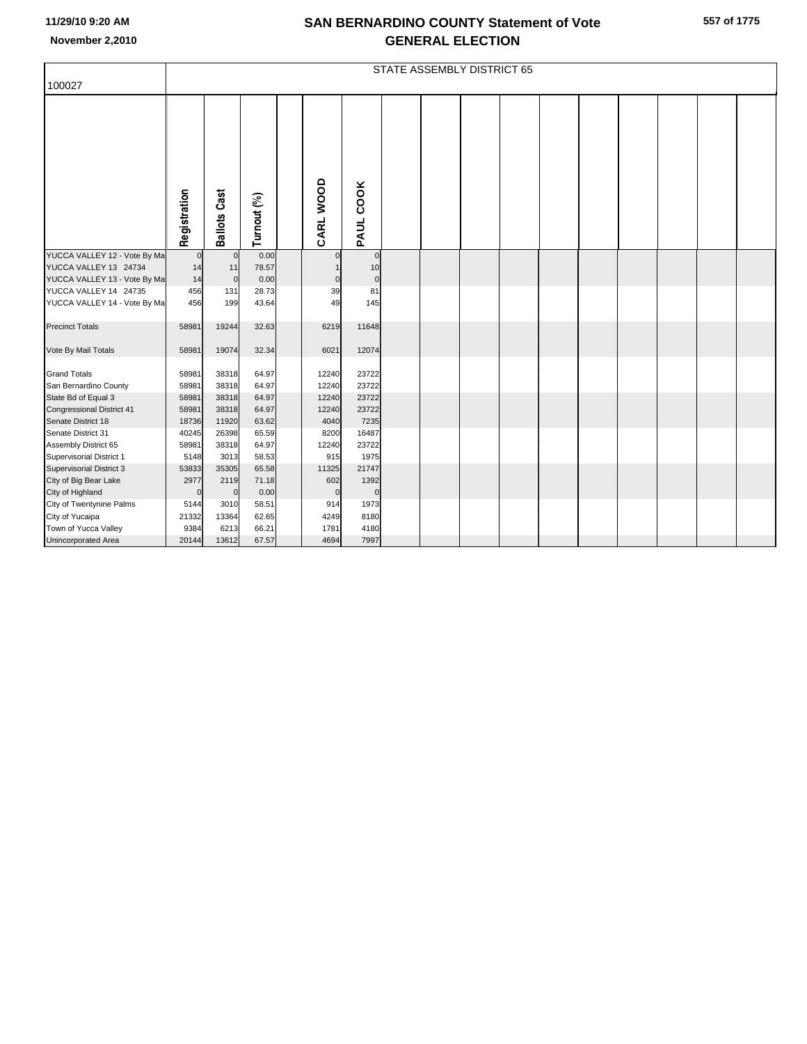# SAN BERNARDINO COUNTY Statement of Vote
## GENERAL ELECTION

November 2,2010

STATE ASSEMBLY DISTRICT 65

| 100027 | Registration | Ballots Cast | Turnout (%) | | CARL WOOD | PAUL COOK |
|---|---|---|---|---|---|---|
| YUCCA VALLEY 12 - Vote By Ma | 0 | 0 | 0.00 | | 0 | 0 |
| YUCCA VALLEY 13 24734 | 14 | 11 | 78.57 | | 1 | 10 |
| YUCCA VALLEY 13 - Vote By Ma | 14 | 0 | 0.00 | | 0 | 0 |
| YUCCA VALLEY 14 24735 | 456 | 131 | 28.73 | | 39 | 81 |
| YUCCA VALLEY 14 - Vote By Ma | 456 | 199 | 43.64 | | 49 | 145 |
| Precinct Totals | 58981 | 19244 | 32.63 | | 6219 | 11648 |
| Vote By Mail Totals | 58981 | 19074 | 32.34 | | 6021 | 12074 |
| Grand Totals | 58981 | 38318 | 64.97 | | 12240 | 23722 |
| San Bernardino County | 58981 | 38318 | 64.97 | | 12240 | 23722 |
| State Bd of Equal 3 | 58981 | 38318 | 64.97 | | 12240 | 23722 |
| Congressional District 41 | 58981 | 38318 | 64.97 | | 12240 | 23722 |
| Senate District 18 | 18736 | 11920 | 63.62 | | 4040 | 7235 |
| Senate District 31 | 40245 | 26398 | 65.59 | | 8200 | 16487 |
| Assembly District 65 | 58981 | 38318 | 64.97 | | 12240 | 23722 |
| Supervisorial District 1 | 5148 | 3013 | 58.53 | | 915 | 1975 |
| Supervisorial District 3 | 53833 | 35305 | 65.58 | | 11325 | 21747 |
| City of Big Bear Lake | 2977 | 2119 | 71.18 | | 602 | 1392 |
| City of Highland | 0 | 0 | 0.00 | | 0 | 0 |
| City of Twentynine Palms | 5144 | 3010 | 58.51 | | 914 | 1973 |
| City of Yucaipa | 21332 | 13364 | 62.65 | | 4249 | 8180 |
| Town of Yucca Valley | 9384 | 6213 | 66.21 | | 1781 | 4180 |
| Unincorporated Area | 20144 | 13612 | 67.57 | | 4694 | 7997 |